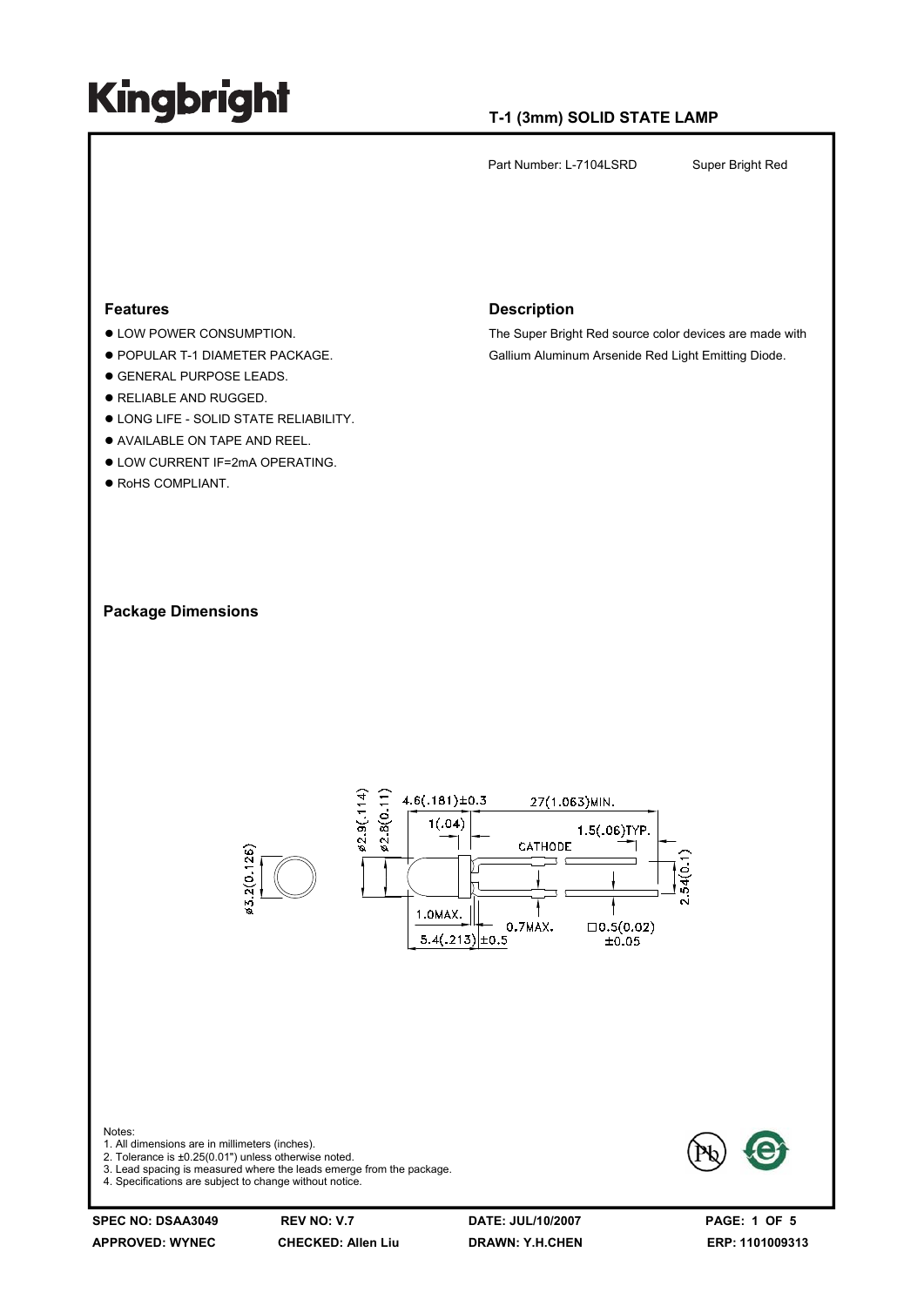# Kingbright

## T-1 (3mm) SOLID STATE LAMP

Part Number: L-7104LSRD Super Bright Red

### Features

- LOW POWER CONSUMPTION.
- POPULAR T-1 DIAMETER PACKAGE.
- GENERAL PURPOSE LEADS.
- RELIABLE AND RUGGED.
- LONG LIFE - SOLID STATE RELIABILITY.
- AVAILABLE ON TAPE AND REEL.
- LOW CURRENT IF=2mA OPERATING.
- RoHS COMPLIANT.

### Description

The Super Bright Red source color devices are made with Gallium Aluminum Arsenide Red Light Emitting Diode.

### Package Dimensions

Notes:
1. All dimensions are in millimeters (inches).
2. Tolerance is ±0.25(0.01") unless otherwise noted.
3. Lead spacing is measured where the leads emerge from the package.
4. Specifications are subject to change without notice.

SPEC NO: DSAA3049 REV NO: V.7 DATE: JUL/10/2007
APPROVED: WYNEC CHECKED: Allen Liu DRAWN: Y.H.CHEN ERP: 1101009313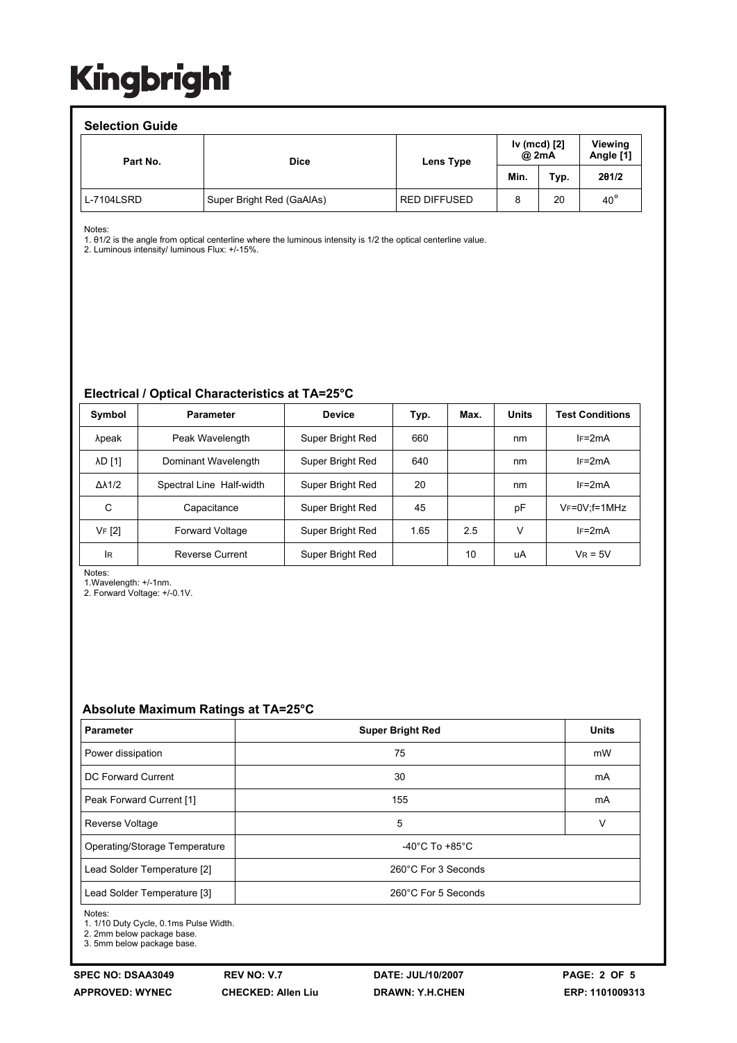## Selection Guide

| Part No. | Dice | Lens Type | Iv (mcd) [2] @ 2mA | | Viewing Angle [1] |
|---|---|---|---|---|---|
| | | | Min. | Typ. | 2θ1/2 |
| L-7104LSRD | Super Bright Red (GaAlAs) | RED DIFFUSED | 8 | 20 | 40° |

Notes:
1. θ1/2 is the angle from optical centerline where the luminous intensity is 1/2 the optical centerline value.
2. Luminous intensity/ luminous Flux: +/-15%.

## Electrical / Optical Characteristics at TA=25°C

| Symbol | Parameter | Device | Typ. | Max. | Units | Test Conditions |
|---|---|---|---|---|---|---|
| λpeak | Peak Wavelength | Super Bright Red | 660 | | nm | $I_F$=2mA |
| λD [1] | Dominant Wavelength | Super Bright Red | 640 | | nm | $I_F$=2mA |
| Δλ1/2 | Spectral Line Half-width | Super Bright Red | 20 | | nm | $I_F$=2mA |
| C | Capacitance | Super Bright Red | 45 | | pF | $V_F$=0V;f=1MHz |
| $V_F$ [2] | Forward Voltage | Super Bright Red | 1.65 | 2.5 | V | $I_F$=2mA |
| $I_R$ | Reverse Current | Super Bright Red | | 10 | uA | $V_R$ = 5V |

Notes:
1.Wavelength: +/-1nm.
2. Forward Voltage: +/-0.1V.

## Absolute Maximum Ratings at TA=25°C

| Parameter | Super Bright Red | Units |
|---|---|---|
| Power dissipation | 75 | mW |
| DC Forward Current | 30 | mA |
| Peak Forward Current [1] | 155 | mA |
| Reverse Voltage | 5 | V |
| Operating/Storage Temperature | -40°C To +85°C | |
| Lead Solder Temperature [2] | 260°C For 3 Seconds | |
| Lead Solder Temperature [3] | 260°C For 5 Seconds | |

Notes:
1. 1/10 Duty Cycle, 0.1ms Pulse Width.
2. 2mm below package base.
3. 5mm below package base.

SPEC NO: DSAA3049 REV NO: V.7 DATE: JUL/10/2007
APPROVED: WYNEC CHECKED: Allen Liu DRAWN: Y.H.CHEN ERP: 1101009313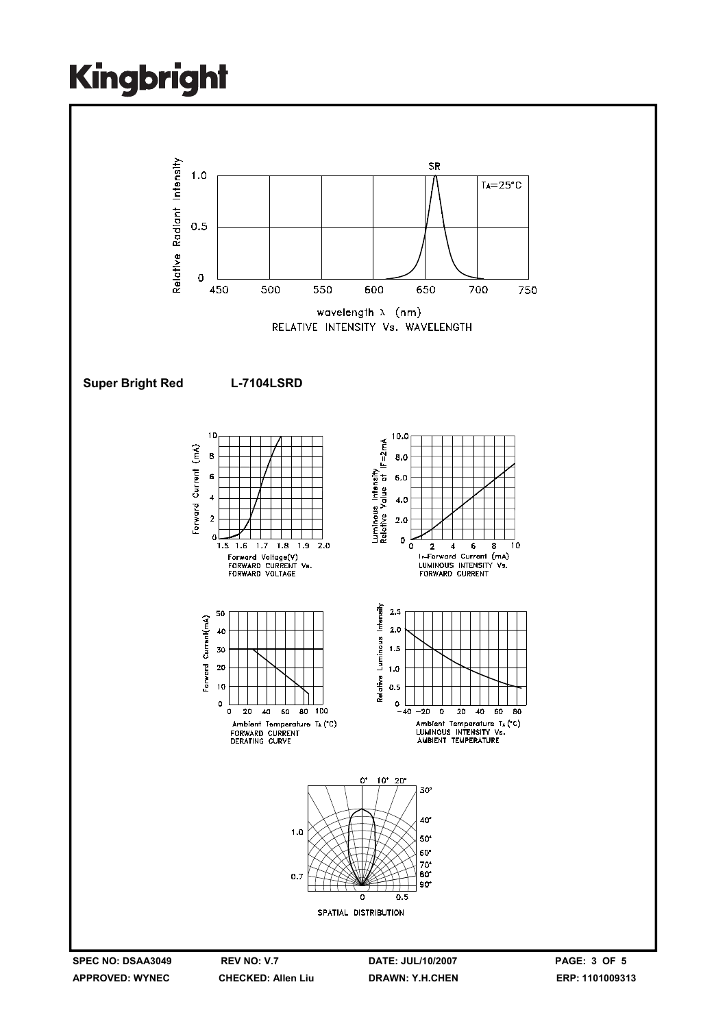# Kingbright

Relative Radiant Intensity

SR

$T_A=25°C$

wavelength λ (nm)

RELATIVE INTENSITY Vs. WAVELENGTH

**Super Bright Red** **L-7104LSRD**

Forward Voltage(V)
FORWARD CURRENT Vs.
FORWARD VOLTAGE

$I_F$-Forward Current (mA)
LUMINOUS INTENSITY Vs.
FORWARD CURRENT

Ambient Temperature $T_A$ (°C)
FORWARD CURRENT
DERATING CURVE

Ambient Temperature $T_A$ (°C)
LUMINOUS INTENSITY Vs.
AMBIENT TEMPERATURE

SPATIAL DISTRIBUTION

| SPEC NO: DSAA3049 | REV NO: V.7 | DATE: JUL/10/2007 | PAGE: 3 OF 5 |
|---|---|---|---|
| APPROVED: WYNEC | CHECKED: Allen Liu | DRAWN: Y.H.CHEN | ERP: 1101009313 |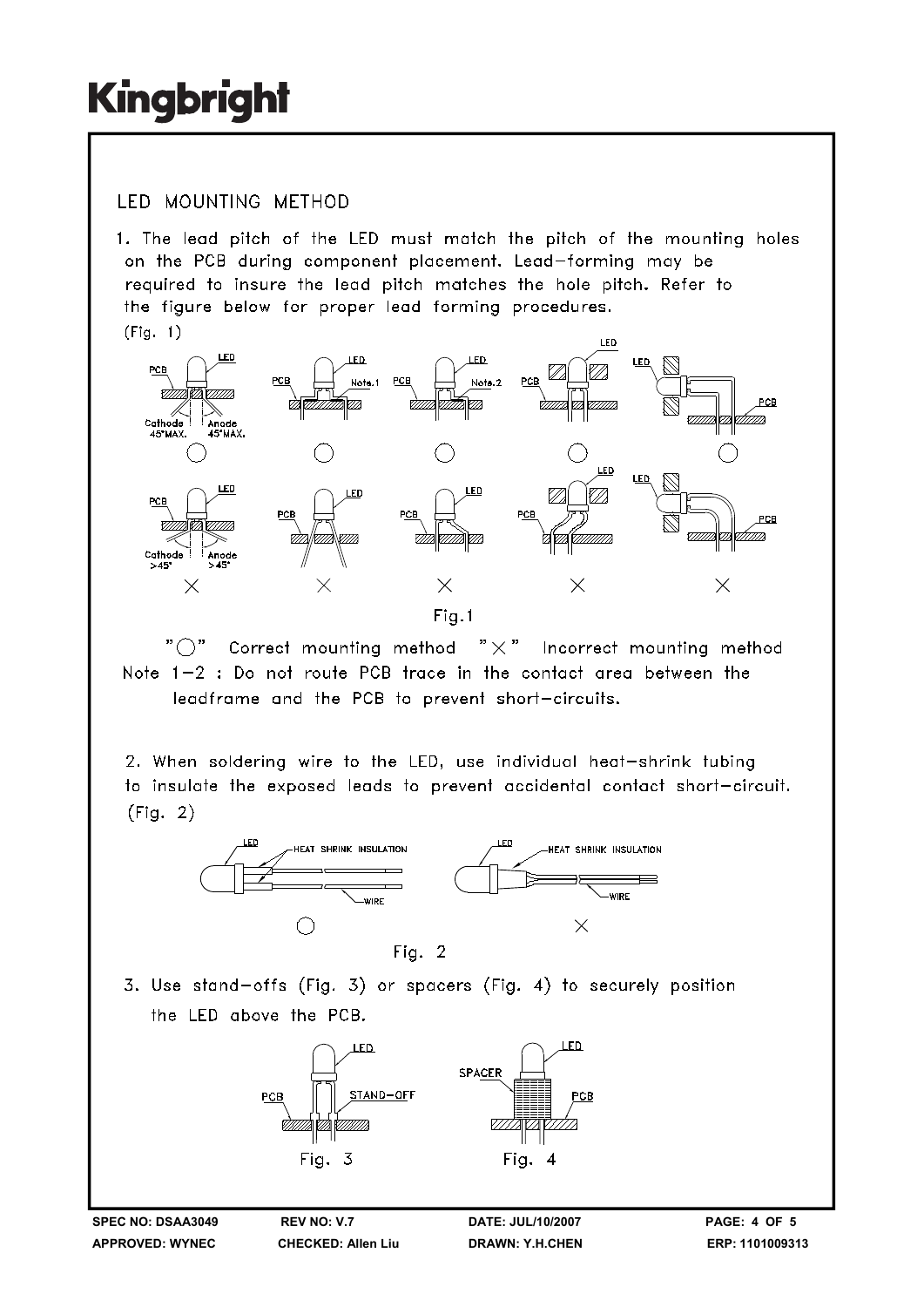## LED MOUNTING METHOD

1. The lead pitch of the LED must match the pitch of the mounting holes on the PCB during component placement. Lead-forming may be required to insure the lead pitch matches the hole pitch. Refer to the figure below for proper lead forming procedures. (Fig. 1)

Fig.1

"○" Correct mounting method "×" Incorrect mounting method

Note 1-2 : Do not route PCB trace in the contact area between the leadframe and the PCB to prevent short-circuits.

2. When soldering wire to the LED, use individual heat-shrink tubing to insulate the exposed leads to prevent accidental contact short-circuit. (Fig. 2)

Fig. 2

3. Use stand-offs (Fig. 3) or spacers (Fig. 4) to securely position the LED above the PCB.

Fig. 3 Fig. 4

SPEC NO: DSAA3049 REV NO: V.7 DATE: JUL/10/2007
APPROVED: WYNEC CHECKED: Allen Liu DRAWN: Y.H.CHEN ERP: 1101009313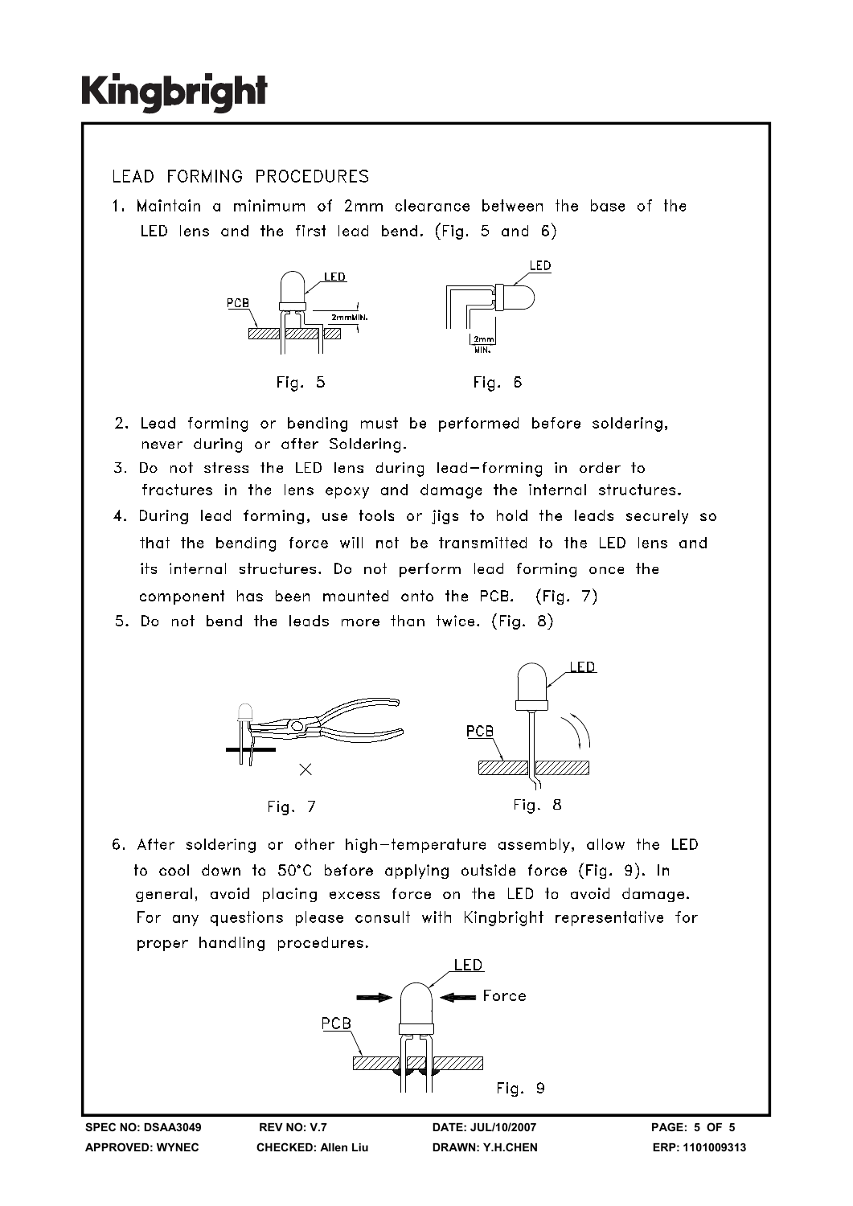## LEAD FORMING PROCEDURES

1. Maintain a minimum of 2mm clearance between the base of the LED lens and the first lead bend. (Fig. 5 and 6)

LED
PCB
2mmMIN.

LED
2mm MIN.

Fig. 5

Fig. 6

2. Lead forming or bending must be performed before soldering, never during or after Soldering.
3. Do not stress the LED lens during lead-forming in order to fractures in the lens epoxy and damage the internal structures.
4. During lead forming, use tools or jigs to hold the leads securely so that the bending force will not be transmitted to the LED lens and its internal structures. Do not perform lead forming once the component has been mounted onto the PCB. (Fig. 7)
5. Do not bend the leads more than twice. (Fig. 8)

×

LED
PCB

Fig. 7

Fig. 8

6. After soldering or other high-temperature assembly, allow the LED to cool down to 50°C before applying outside force (Fig. 9). In general, avoid placing excess force on the LED to avoid damage. For any questions please consult with Kingbright representative for proper handling procedures.

LED
Force
PCB

Fig. 9